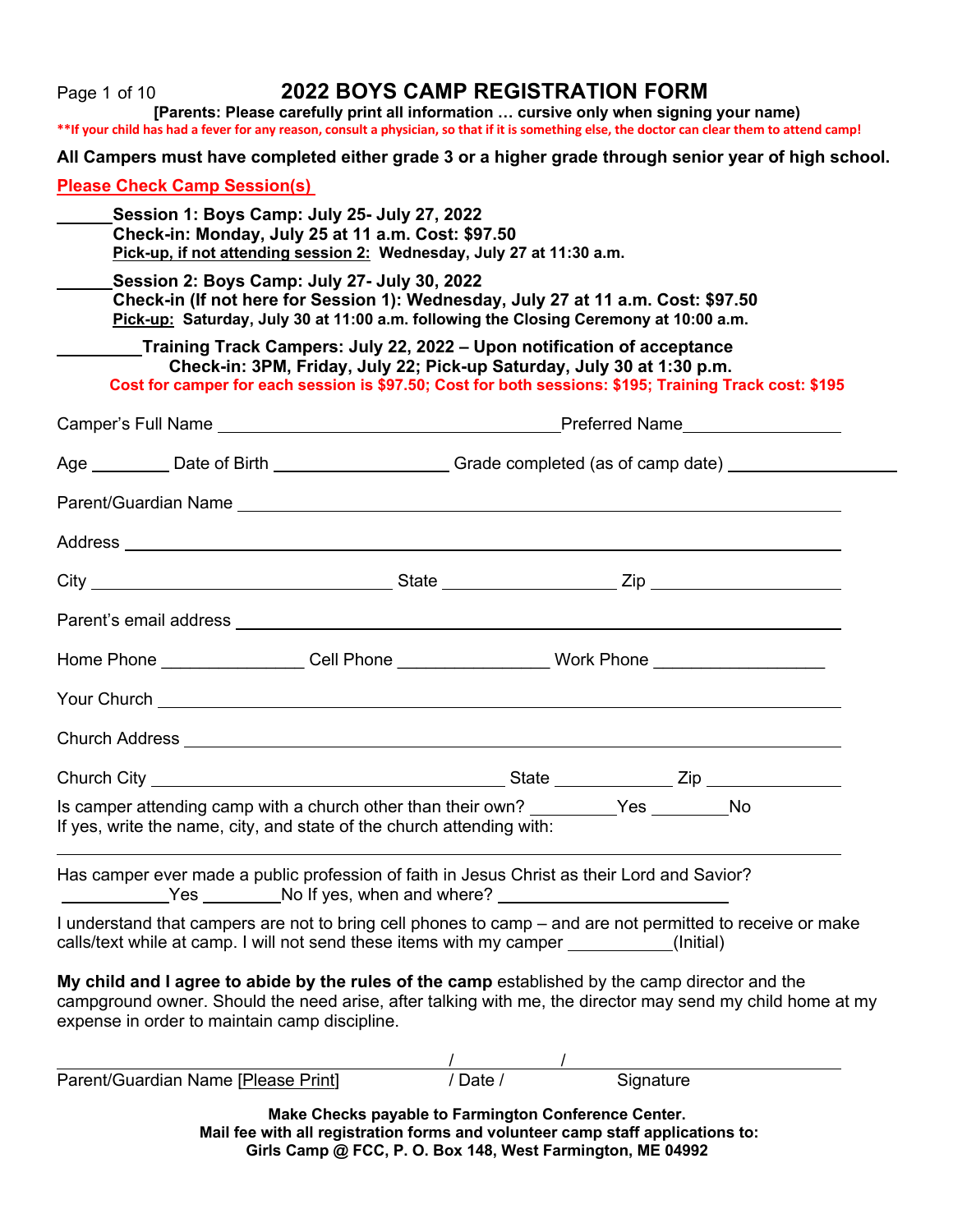# 2022 BOYS CAMP REGISTRATION FORM

**[Parents: Please carefully print all information … cursive only when signing your name)**

**\*\*If your child has had a fever for any reason, consult a physician, so that if it is something else, the doctor can clear them to attend camp!**

**All Campers must have completed either grade 3 or a higher grade through senior year of high school.**

**Please Check Camp Session(s)**

______**Session 1: Boys Camp: July 25- July 27, 2022**
**Check-in: Monday, July 25 at 11 a.m. Cost: $97.50**
**Pick-up, if not attending session 2: Wednesday, July 27 at 11:30 a.m.**

______**Session 2: Boys Camp: July 27- July 30, 2022**
**Check-in (If not here for Session 1): Wednesday, July 27 at 11 a.m. Cost: $97.50**
**Pick-up: Saturday, July 30 at 11:00 a.m. following the Closing Ceremony at 10:00 a.m.**

_________**Training Track Campers: July 22, 2022 – Upon notification of acceptance**
**Check-in: 3PM, Friday, July 22; Pick-up Saturday, July 30 at 1:30 p.m.**

**Cost for camper for each session is $97.50; Cost for both sessions: $195; Training Track cost: $195**

Camper's Full Name ______________________________ Preferred Name ______________

Age ________ Date of Birth ________________ Grade completed (as of camp date) ________________

Parent/Guardian Name ____________________________________________

Address ____________________________________________

City ________________________ State ______________ Zip ______________

Parent's email address ____________________________________________

Home Phone _______________ Cell Phone ________________ Work Phone __________________

Your Church ____________________________________________

Church Address ____________________________________________

Church City ____________________________ State ____________ Zip ______________

Is camper attending camp with a church other than their own? _________Yes ________No
If yes, write the name, city, and state of the church attending with:

____________________________________________

Has camper ever made a public profession of faith in Jesus Christ as their Lord and Savior?
___________Yes ________No If yes, when and where? ________________________

I understand that campers are not to bring cell phones to camp – and are not permitted to receive or make calls/text while at camp. I will not send these items with my camper ___________(Initial)

**My child and I agree to abide by the rules of the camp** established by the camp director and the campground owner. Should the need arise, after talking with me, the director may send my child home at my expense in order to maintain camp discipline.

____________________________________ / __________ / ____________________________

Parent/Guardian Name [Please Print] / Date / Signature

**Make Checks payable to Farmington Conference Center.**
**Mail fee with all registration forms and volunteer camp staff applications to:**
**Girls Camp @ FCC, P. O. Box 148, West Farmington, ME 04992**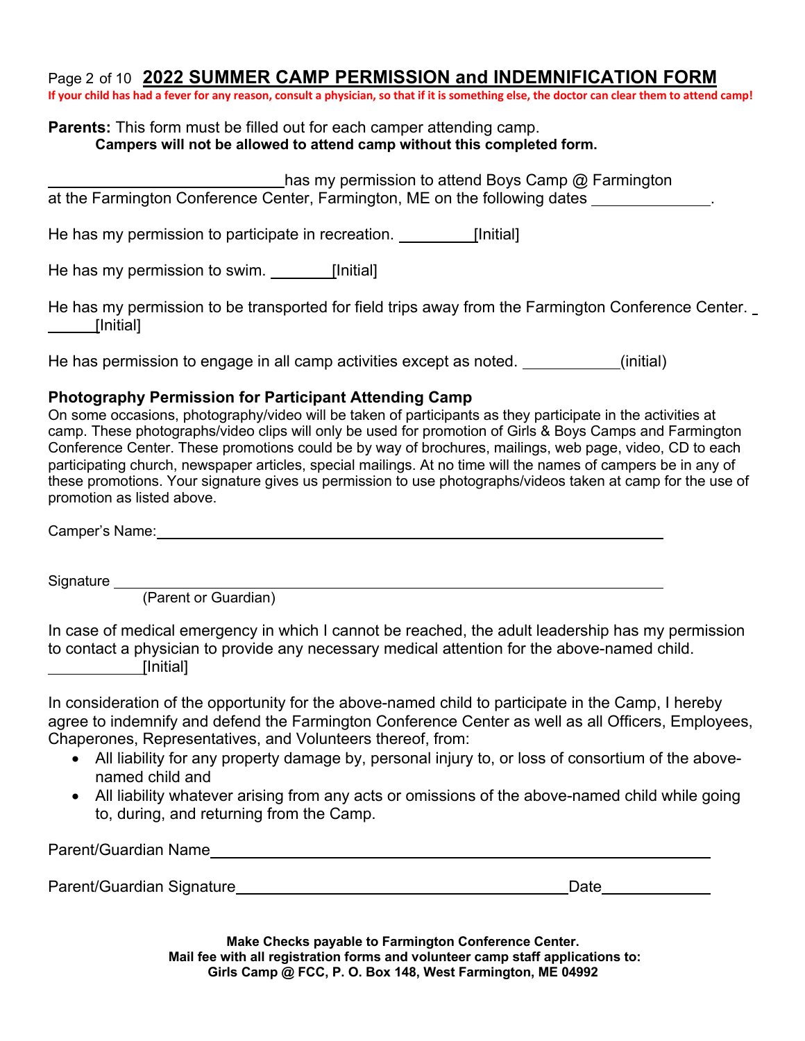# 2022 SUMMER CAMP PERMISSION and INDEMNIFICATION FORM

**If your child has had a fever for any reason, consult a physician, so that if it is something else, the doctor can clear them to attend camp!**

**Parents:** This form must be filled out for each camper attending camp.
**Campers will not be allowed to attend camp without this completed form.**

______________________________ has my permission to attend Boys Camp @ Farmington at the Farmington Conference Center, Farmington, ME on the following dates ______________.

He has my permission to participate in recreation. __________[Initial]

He has my permission to swim. ________[Initial]

He has my permission to be transported for field trips away from the Farmington Conference Center. ______[Initial]

He has permission to engage in all camp activities except as noted. ____________(initial)

### Photography Permission for Participant Attending Camp

On some occasions, photography/video will be taken of participants as they participate in the activities at camp. These photographs/video clips will only be used for promotion of Girls & Boys Camps and Farmington Conference Center. These promotions could be by way of brochures, mailings, web page, video, CD to each participating church, newspaper articles, special mailings. At no time will the names of campers be in any of these promotions. Your signature gives us permission to use photographs/videos taken at camp for the use of promotion as listed above.

Camper's Name: ____________________________________________

Signature ____________________________________________
(Parent or Guardian)

In case of medical emergency in which I cannot be reached, the adult leadership has my permission to contact a physician to provide any necessary medical attention for the above-named child. ____________[Initial]

In consideration of the opportunity for the above-named child to participate in the Camp, I hereby agree to indemnify and defend the Farmington Conference Center as well as all Officers, Employees, Chaperones, Representatives, and Volunteers thereof, from:

- All liability for any property damage by, personal injury to, or loss of consortium of the above-named child and
- All liability whatever arising from any acts or omissions of the above-named child while going to, during, and returning from the Camp.

Parent/Guardian Name ____________________________________________

Parent/Guardian Signature ______________________________ Date ______________

**Make Checks payable to Farmington Conference Center.**
**Mail fee with all registration forms and volunteer camp staff applications to:**
**Girls Camp @ FCC, P. O. Box 148, West Farmington, ME 04992**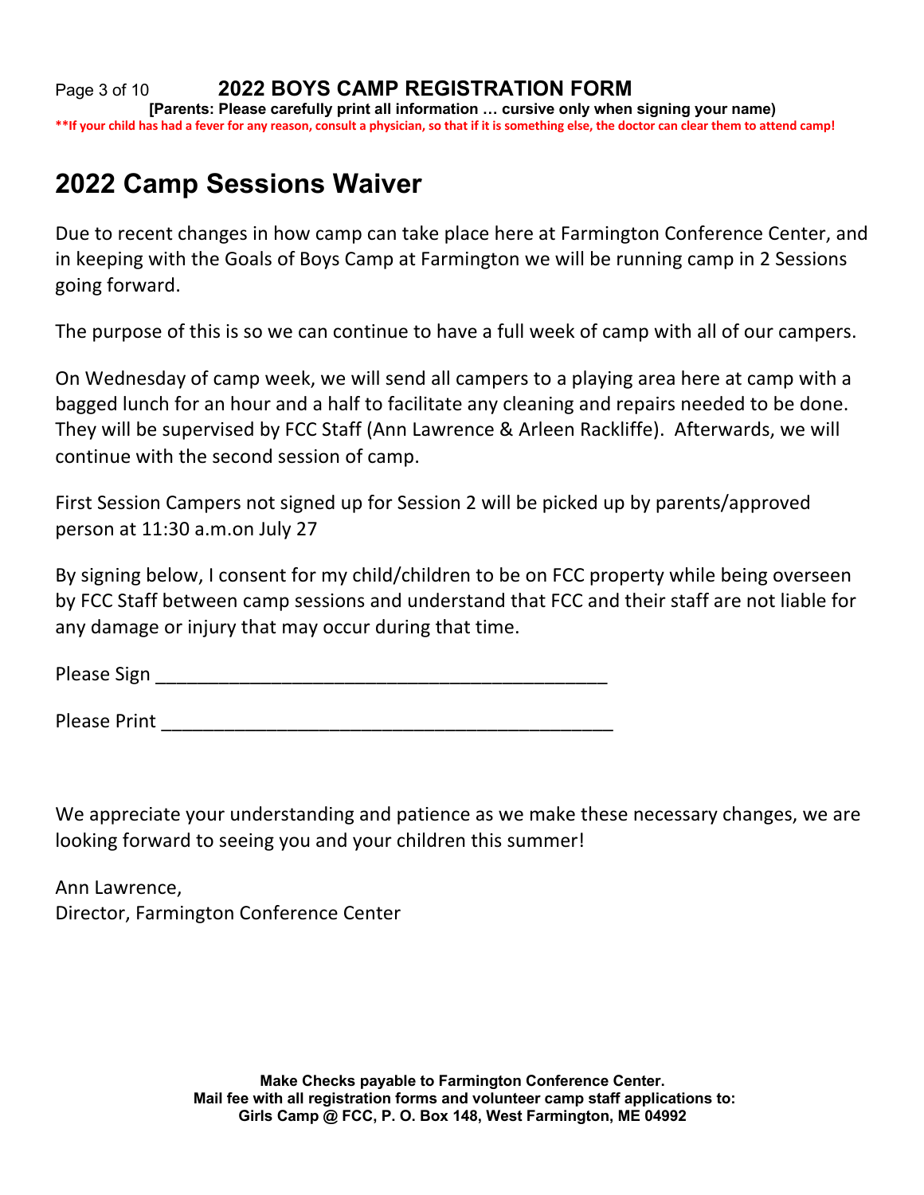**2022 BOYS CAMP REGISTRATION FORM**

**[Parents: Please carefully print all information … cursive only when signing your name)**

****If your child has had a fever for any reason, consult a physician, so that if it is something else, the doctor can clear them to attend camp!**

# 2022 Camp Sessions Waiver

Due to recent changes in how camp can take place here at Farmington Conference Center, and in keeping with the Goals of Boys Camp at Farmington we will be running camp in 2 Sessions going forward.

The purpose of this is so we can continue to have a full week of camp with all of our campers.

On Wednesday of camp week, we will send all campers to a playing area here at camp with a bagged lunch for an hour and a half to facilitate any cleaning and repairs needed to be done. They will be supervised by FCC Staff (Ann Lawrence & Arleen Rackliffe). Afterwards, we will continue with the second session of camp.

First Session Campers not signed up for Session 2 will be picked up by parents/approved person at 11:30 a.m.on July 27

By signing below, I consent for my child/children to be on FCC property while being overseen by FCC Staff between camp sessions and understand that FCC and their staff are not liable for any damage or injury that may occur during that time.

Please Sign ____________________________________________

Please Print ____________________________________________

We appreciate your understanding and patience as we make these necessary changes, we are looking forward to seeing you and your children this summer!

Ann Lawrence,
Director, Farmington Conference Center

**Make Checks payable to Farmington Conference Center.**
**Mail fee with all registration forms and volunteer camp staff applications to:**
**Girls Camp @ FCC, P. O. Box 148, West Farmington, ME 04992**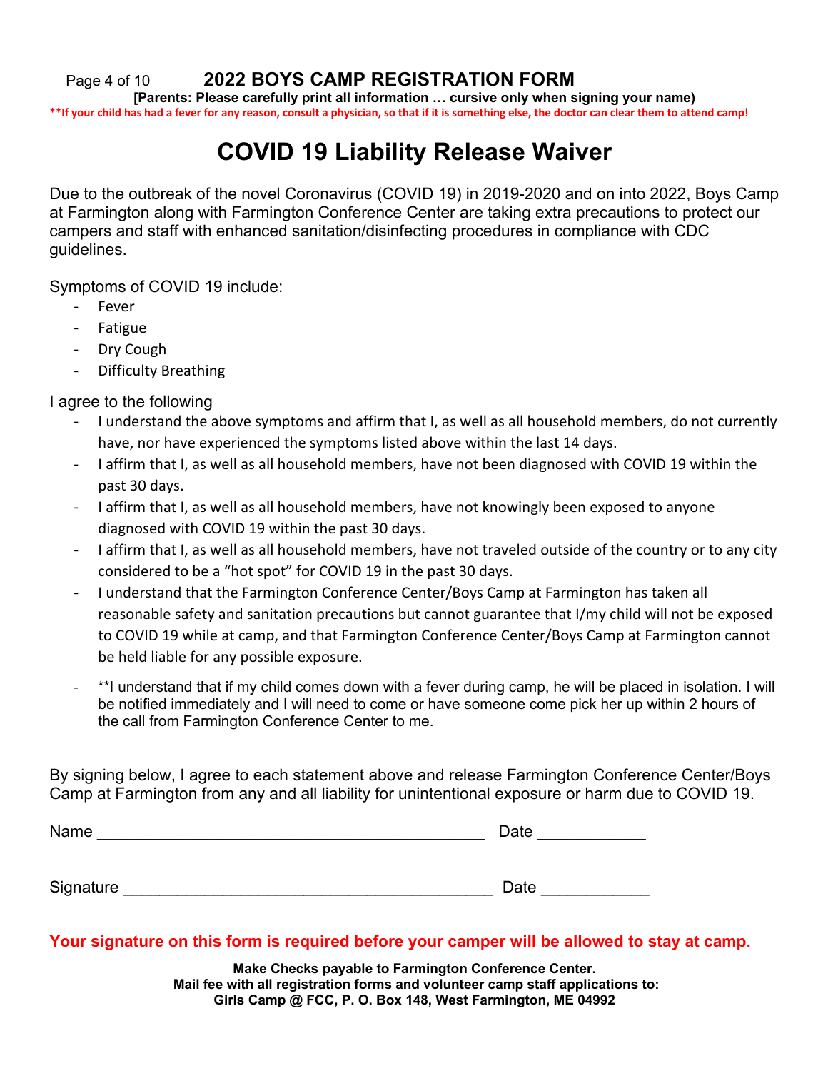# 2022 BOYS CAMP REGISTRATION FORM

**[Parents: Please carefully print all information … cursive only when signing your name)**

****If your child has had a fever for any reason, consult a physician, so that if it is something else, the doctor can clear them to attend camp!**

## COVID 19 Liability Release Waiver

Due to the outbreak of the novel Coronavirus (COVID 19) in 2019-2020 and on into 2022, Boys Camp at Farmington along with Farmington Conference Center are taking extra precautions to protect our campers and staff with enhanced sanitation/disinfecting procedures in compliance with CDC guidelines.

Symptoms of COVID 19 include:

- Fever
- Fatigue
- Dry Cough
- Difficulty Breathing

I agree to the following

- I understand the above symptoms and affirm that I, as well as all household members, do not currently have, nor have experienced the symptoms listed above within the last 14 days.
- I affirm that I, as well as all household members, have not been diagnosed with COVID 19 within the past 30 days.
- I affirm that I, as well as all household members, have not knowingly been exposed to anyone diagnosed with COVID 19 within the past 30 days.
- I affirm that I, as well as all household members, have not traveled outside of the country or to any city considered to be a "hot spot" for COVID 19 in the past 30 days.
- I understand that the Farmington Conference Center/Boys Camp at Farmington has taken all reasonable safety and sanitation precautions but cannot guarantee that I/my child will not be exposed to COVID 19 while at camp, and that Farmington Conference Center/Boys Camp at Farmington cannot be held liable for any possible exposure.
- **I understand that if my child comes down with a fever during camp, he will be placed in isolation. I will be notified immediately and I will need to come or have someone come pick her up within 2 hours of the call from Farmington Conference Center to me.

By signing below, I agree to each statement above and release Farmington Conference Center/Boys Camp at Farmington from any and all liability for unintentional exposure or harm due to COVID 19.

Name ___________________________________________ Date ____________

Signature ________________________________________ Date ____________

**Your signature on this form is required before your camper will be allowed to stay at camp.**

**Make Checks payable to Farmington Conference Center.**
**Mail fee with all registration forms and volunteer camp staff applications to:**
**Girls Camp @ FCC, P. O. Box 148, West Farmington, ME 04992**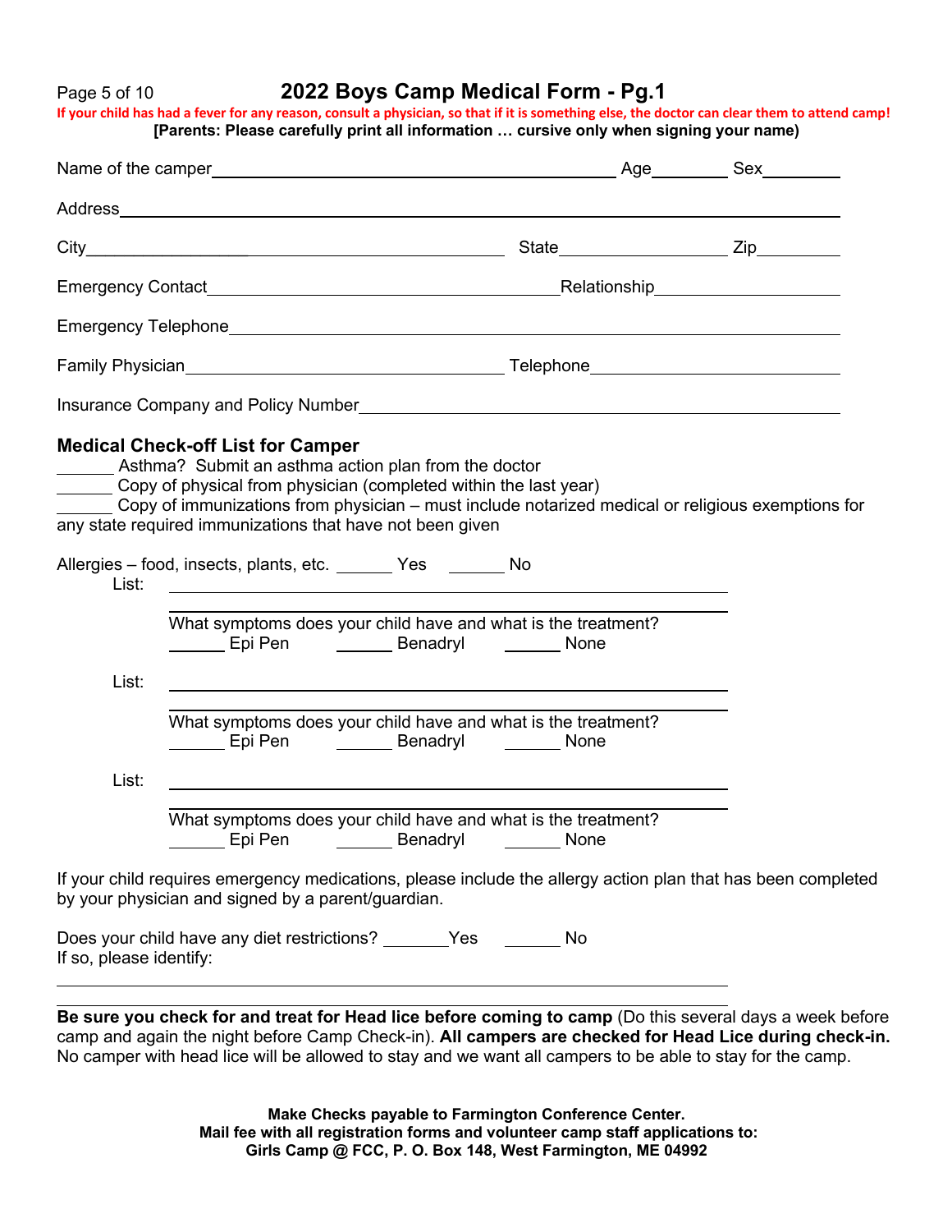# 2022 Boys Camp Medical Form - Pg.1

**If your child has had a fever for any reason, consult a physician, so that if it is something else, the doctor can clear them to attend camp!**

**[Parents: Please carefully print all information … cursive only when signing your name)**

Name of the camper\_\_\_\_\_\_\_\_\_\_\_\_\_\_\_\_\_\_\_\_\_\_\_\_\_\_\_\_\_\_ Age\_\_\_\_\_\_ Sex\_\_\_\_\_\_

Address\_\_\_\_\_\_\_\_\_\_\_\_\_\_\_\_\_\_\_\_\_\_\_\_\_\_\_\_\_\_\_\_\_\_\_\_\_\_\_\_\_\_\_\_

City\_\_\_\_\_\_\_\_\_\_\_\_\_\_\_\_\_\_\_\_\_\_\_\_\_\_\_\_ State\_\_\_\_\_\_\_\_\_\_\_\_ Zip\_\_\_\_\_\_

Emergency Contact\_\_\_\_\_\_\_\_\_\_\_\_\_\_\_\_\_\_\_\_\_\_\_\_\_\_\_\_Relationship\_\_\_\_\_\_\_\_\_\_\_\_\_\_

Emergency Telephone\_\_\_\_\_\_\_\_\_\_\_\_\_\_\_\_\_\_\_\_\_\_\_\_\_\_\_\_\_\_\_\_\_\_\_\_\_\_\_\_

Family Physician\_\_\_\_\_\_\_\_\_\_\_\_\_\_\_\_\_\_\_\_\_\_\_\_\_\_ Telephone\_\_\_\_\_\_\_\_\_\_\_\_\_\_\_\_\_\_

Insurance Company and Policy Number\_\_\_\_\_\_\_\_\_\_\_\_\_\_\_\_\_\_\_\_\_\_\_\_\_\_\_\_\_\_\_\_

**Medical Check-off List for Camper**

\_\_\_\_\_\_ Asthma? Submit an asthma action plan from the doctor

\_\_\_\_\_\_ Copy of physical from physician (completed within the last year)

\_\_\_\_\_\_ Copy of immunizations from physician – must include notarized medical or religious exemptions for any state required immunizations that have not been given

Allergies – food, insects, plants, etc. \_\_\_\_\_\_ Yes \_\_\_\_\_\_ No

List: \_\_\_\_\_\_\_\_\_\_\_\_\_\_\_\_\_\_\_\_\_\_\_\_\_\_\_\_\_\_\_\_\_\_\_\_\_\_\_\_

\_\_\_\_\_\_\_\_\_\_\_\_\_\_\_\_\_\_\_\_\_\_\_\_\_\_\_\_\_\_\_\_\_\_\_\_\_\_\_\_

What symptoms does your child have and what is the treatment?
\_\_\_\_\_\_ Epi Pen \_\_\_\_\_\_ Benadryl \_\_\_\_\_\_ None

List: \_\_\_\_\_\_\_\_\_\_\_\_\_\_\_\_\_\_\_\_\_\_\_\_\_\_\_\_\_\_\_\_\_\_\_\_\_\_\_\_

\_\_\_\_\_\_\_\_\_\_\_\_\_\_\_\_\_\_\_\_\_\_\_\_\_\_\_\_\_\_\_\_\_\_\_\_\_\_\_\_

What symptoms does your child have and what is the treatment?
\_\_\_\_\_\_ Epi Pen \_\_\_\_\_\_ Benadryl \_\_\_\_\_\_ None

List: \_\_\_\_\_\_\_\_\_\_\_\_\_\_\_\_\_\_\_\_\_\_\_\_\_\_\_\_\_\_\_\_\_\_\_\_\_\_\_\_

\_\_\_\_\_\_\_\_\_\_\_\_\_\_\_\_\_\_\_\_\_\_\_\_\_\_\_\_\_\_\_\_\_\_\_\_\_\_\_\_

What symptoms does your child have and what is the treatment?
\_\_\_\_\_\_ Epi Pen \_\_\_\_\_\_ Benadryl \_\_\_\_\_\_ None

If your child requires emergency medications, please include the allergy action plan that has been completed by your physician and signed by a parent/guardian.

Does your child have any diet restrictions? \_\_\_\_\_\_Yes \_\_\_\_\_\_ No
If so, please identify:

\_\_\_\_\_\_\_\_\_\_\_\_\_\_\_\_\_\_\_\_\_\_\_\_\_\_\_\_\_\_\_\_\_\_\_\_\_\_\_\_\_\_\_\_

\_\_\_\_\_\_\_\_\_\_\_\_\_\_\_\_\_\_\_\_\_\_\_\_\_\_\_\_\_\_\_\_\_\_\_\_\_\_\_\_\_\_\_\_

**Be sure you check for and treat for Head lice before coming to camp** (Do this several days a week before camp and again the night before Camp Check-in). **All campers are checked for Head Lice during check-in.** No camper with head lice will be allowed to stay and we want all campers to be able to stay for the camp.

**Make Checks payable to Farmington Conference Center.**
**Mail fee with all registration forms and volunteer camp staff applications to:**
**Girls Camp @ FCC, P. O. Box 148, West Farmington, ME 04992**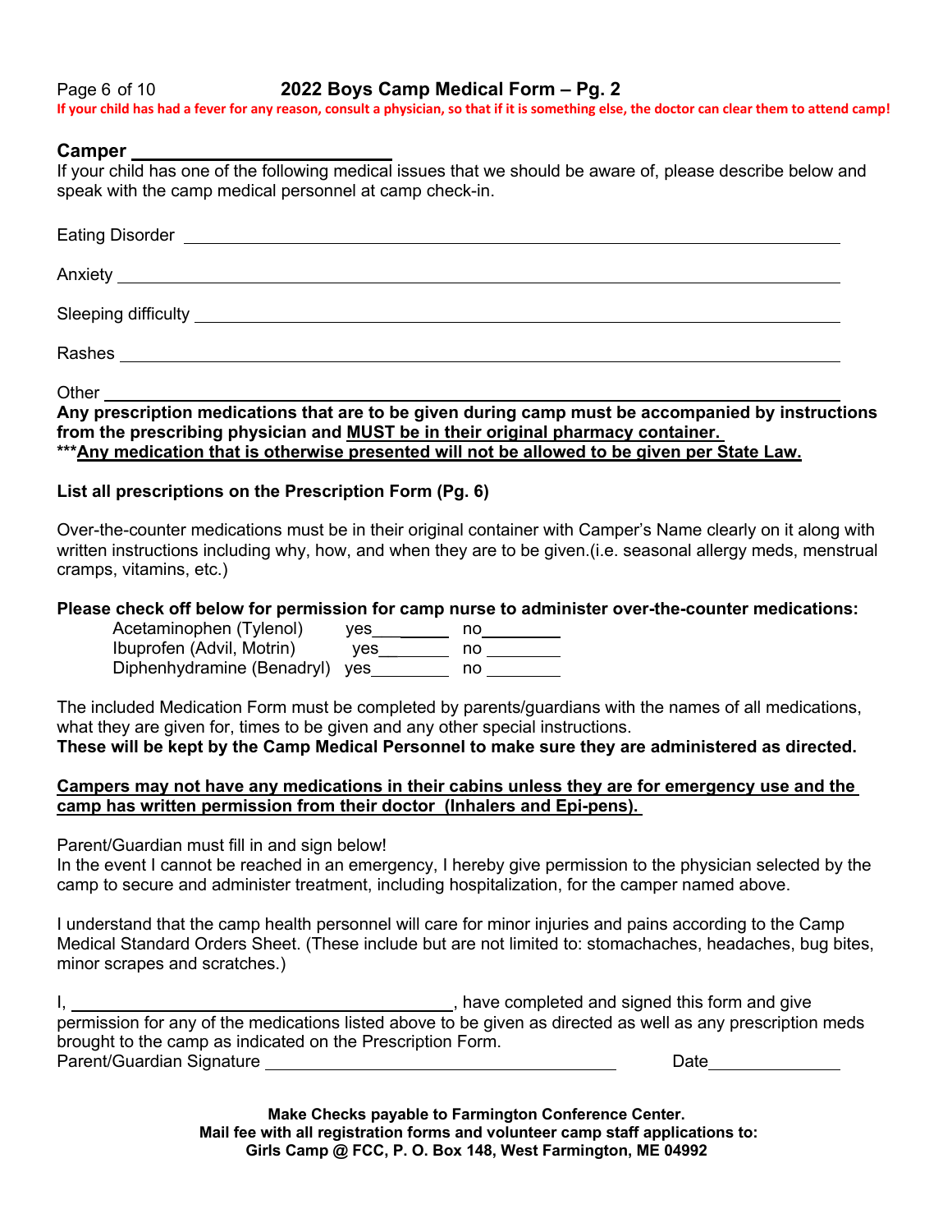# 2022 Boys Camp Medical Form – Pg. 2

**If your child has had a fever for any reason, consult a physician, so that if it is something else, the doctor can clear them to attend camp!**

**Camper** ____________________________

If your child has one of the following medical issues that we should be aware of, please describe below and speak with the camp medical personnel at camp check-in.

Eating Disorder ____________________________________________________________

Anxiety ____________________________________________________________

Sleeping difficulty ____________________________________________________________

Rashes ____________________________________________________________

Other ____________________________________________________________

**Any prescription medications that are to be given during camp must be accompanied by instructions from the prescribing physician and <u>MUST be in their original pharmacy container.</u>**
**\*\*\*<u>Any medication that is otherwise presented will not be allowed to be given per State Law.</u>**

**List all prescriptions on the Prescription Form (Pg. 6)**

Over-the-counter medications must be in their original container with Camper's Name clearly on it along with written instructions including why, how, and when they are to be given.(i.e. seasonal allergy meds, menstrual cramps, vitamins, etc.)

**Please check off below for permission for camp nurse to administer over-the-counter medications:**

| | | |
|---|---|---|
| Acetaminophen (Tylenol) | yes__________ | no________ |
| Ibuprofen (Advil, Motrin) | yes__________ | no________ |
| Diphenhydramine (Benadryl) | yes__________ | no________ |

The included Medication Form must be completed by parents/guardians with the names of all medications, what they are given for, times to be given and any other special instructions.
**These will be kept by the Camp Medical Personnel to make sure they are administered as directed.**

**<u>Campers may not have any medications in their cabins unless they are for emergency use and the camp has written permission from their doctor (Inhalers and Epi-pens).</u>**

Parent/Guardian must fill in and sign below!
In the event I cannot be reached in an emergency, I hereby give permission to the physician selected by the camp to secure and administer treatment, including hospitalization, for the camper named above.

I understand that the camp health personnel will care for minor injuries and pains according to the Camp Medical Standard Orders Sheet. (These include but are not limited to: stomachaches, headaches, bug bites, minor scrapes and scratches.)

I, ________________________________________, have completed and signed this form and give permission for any of the medications listed above to be given as directed as well as any prescription meds brought to the camp as indicated on the Prescription Form.

Parent/Guardian Signature ____________________________________ Date______________

**Make Checks payable to Farmington Conference Center.**
**Mail fee with all registration forms and volunteer camp staff applications to:**
**Girls Camp @ FCC, P. O. Box 148, West Farmington, ME 04992**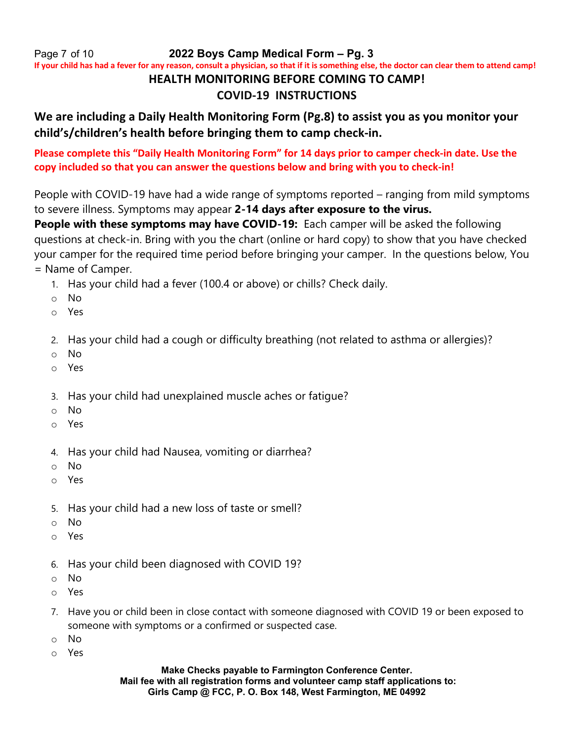**2022 Boys Camp Medical Form – Pg. 3**

**If your child has had a fever for any reason, consult a physician, so that if it is something else, the doctor can clear them to attend camp!**

## HEALTH MONITORING BEFORE COMING TO CAMP!

## COVID-19 INSTRUCTIONS

**We are including a Daily Health Monitoring Form (Pg.8) to assist you as you monitor your child's/children's health before bringing them to camp check-in.**

**Please complete this "Daily Health Monitoring Form" for 14 days prior to camper check-in date. Use the copy included so that you can answer the questions below and bring with you to check-in!**

People with COVID-19 have had a wide range of symptoms reported – ranging from mild symptoms to severe illness. Symptoms may appear **2-14 days after exposure to the virus.**

**People with these symptoms may have COVID-19:** Each camper will be asked the following questions at check-in. Bring with you the chart (online or hard copy) to show that you have checked your camper for the required time period before bringing your camper. In the questions below, You = Name of Camper.

1. Has your child had a fever (100.4 or above) or chills? Check daily.
   - No
   - Yes

2. Has your child had a cough or difficulty breathing (not related to asthma or allergies)?
   - No
   - Yes

3. Has your child had unexplained muscle aches or fatigue?
   - No
   - Yes

4. Has your child had Nausea, vomiting or diarrhea?
   - No
   - Yes

5. Has your child had a new loss of taste or smell?
   - No
   - Yes

6. Has your child been diagnosed with COVID 19?
   - No
   - Yes

7. Have you or child been in close contact with someone diagnosed with COVID 19 or been exposed to someone with symptoms or a confirmed or suspected case.
   - No
   - Yes

**Make Checks payable to Farmington Conference Center.**
**Mail fee with all registration forms and volunteer camp staff applications to:**
**Girls Camp @ FCC, P. O. Box 148, West Farmington, ME 04992**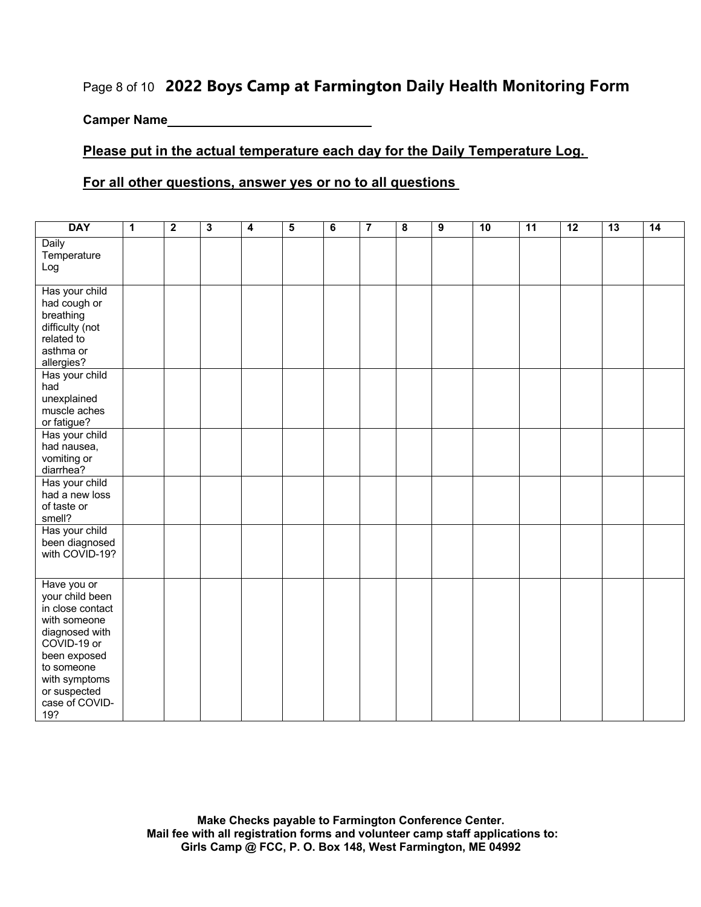# 2022 Boys Camp at Farmington Daily Health Monitoring Form

**Camper Name______________________________**

**Please put in the actual temperature each day for the Daily Temperature Log.**

**For all other questions, answer yes or no to all questions**

| DAY | 1 | 2 | 3 | 4 | 5 | 6 | 7 | 8 | 9 | 10 | 11 | 12 | 13 | 14 |
|---|---|---|---|---|---|---|---|---|---|---|---|---|---|---|
| Daily Temperature Log | | | | | | | | | | | | | | |
| Has your child had cough or breathing difficulty (not related to asthma or allergies? | | | | | | | | | | | | | | |
| Has your child had unexplained muscle aches or fatigue? | | | | | | | | | | | | | | |
| Has your child had nausea, vomiting or diarrhea? | | | | | | | | | | | | | | |
| Has your child had a new loss of taste or smell? | | | | | | | | | | | | | | |
| Has your child been diagnosed with COVID-19? | | | | | | | | | | | | | | |
| Have you or your child been in close contact with someone diagnosed with COVID-19 or been exposed to someone with symptoms or suspected case of COVID-19? | | | | | | | | | | | | | | |

**Make Checks payable to Farmington Conference Center.**
**Mail fee with all registration forms and volunteer camp staff applications to:**
**Girls Camp @ FCC, P. O. Box 148, West Farmington, ME 04992**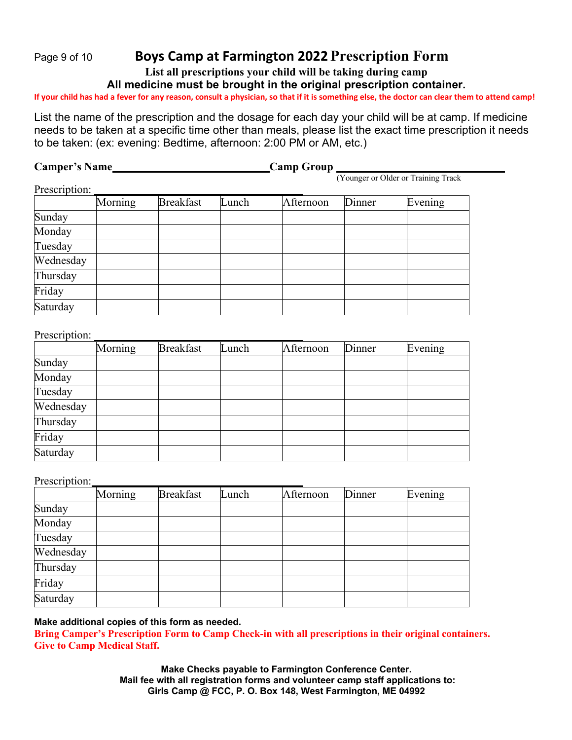# Boys Camp at Farmington 2022 Prescription Form

**List all prescriptions your child will be taking during camp**

**All medicine must be brought in the original prescription container.**

**If your child has had a fever for any reason, consult a physician, so that if it is something else, the doctor can clear them to attend camp!**

List the name of the prescription and the dosage for each day your child will be at camp. If medicine needs to be taken at a specific time other than meals, please list the exact time prescription it needs to be taken: (ex: evening: Bedtime, afternoon: 2:00 PM or AM, etc.)

**Camper's Name**\_\_\_\_\_\_\_\_\_\_\_\_\_\_\_\_\_\_\_\_\_\_\_\_\_\_ **Camp Group** \_\_\_\_\_\_\_\_\_\_\_\_\_\_\_\_\_\_\_\_\_\_\_\_\_\_
(Younger or Older or Training Track

Prescription: \_\_\_\_\_\_\_\_\_\_\_\_\_\_\_\_\_\_\_\_\_\_\_\_\_\_\_\_\_\_\_\_\_\_\_\_

| | Morning | Breakfast | Lunch | Afternoon | Dinner | Evening |
|---|---|---|---|---|---|---|
| Sunday | | | | | | |
| Monday | | | | | | |
| Tuesday | | | | | | |
| Wednesday | | | | | | |
| Thursday | | | | | | |
| Friday | | | | | | |
| Saturday | | | | | | |

Prescription: \_\_\_\_\_\_\_\_\_\_\_\_\_\_\_\_\_\_\_\_\_\_\_\_\_\_\_\_\_\_\_\_\_\_\_\_

| | Morning | Breakfast | Lunch | Afternoon | Dinner | Evening |
|---|---|---|---|---|---|---|
| Sunday | | | | | | |
| Monday | | | | | | |
| Tuesday | | | | | | |
| Wednesday | | | | | | |
| Thursday | | | | | | |
| Friday | | | | | | |
| Saturday | | | | | | |

Prescription: \_\_\_\_\_\_\_\_\_\_\_\_\_\_\_\_\_\_\_\_\_\_\_\_\_\_\_\_\_\_\_\_\_\_\_\_

| | Morning | Breakfast | Lunch | Afternoon | Dinner | Evening |
|---|---|---|---|---|---|---|
| Sunday | | | | | | |
| Monday | | | | | | |
| Tuesday | | | | | | |
| Wednesday | | | | | | |
| Thursday | | | | | | |
| Friday | | | | | | |
| Saturday | | | | | | |

**Make additional copies of this form as needed.**

**Bring Camper's Prescription Form to Camp Check-in with all prescriptions in their original containers. Give to Camp Medical Staff.**

**Make Checks payable to Farmington Conference Center.**
**Mail fee with all registration forms and volunteer camp staff applications to:**
**Girls Camp @ FCC, P. O. Box 148, West Farmington, ME 04992**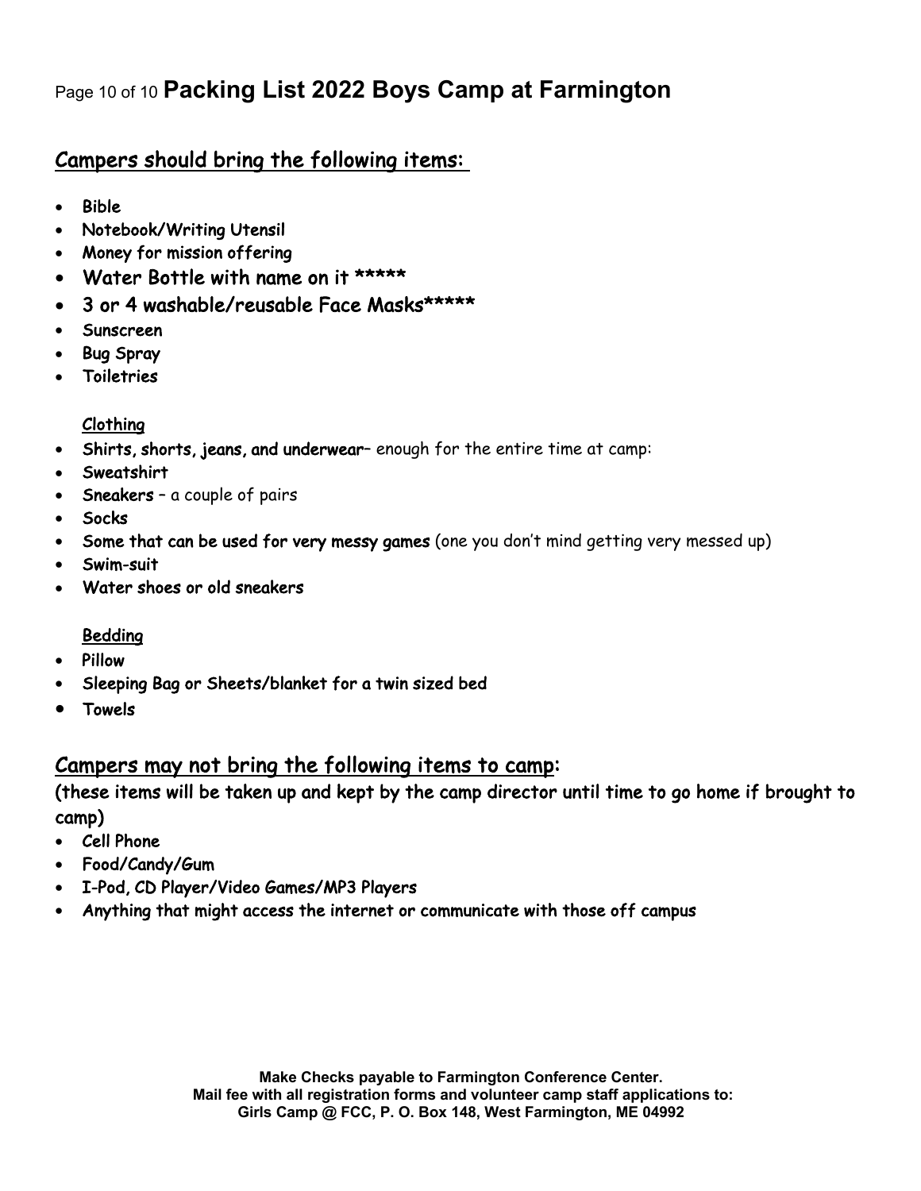# Packing List 2022 Boys Camp at Farmington

## Campers should bring the following items:

- **Bible**
- **Notebook/Writing Utensil**
- **Money for mission offering**
- **Water Bottle with name on it *****
- **3 or 4 washable/reusable Face Masks*****
- **Sunscreen**
- **Bug Spray**
- **Toiletries**

### Clothing

- **Shirts, shorts, jeans, and underwear**– enough for the entire time at camp:
- **Sweatshirt**
- **Sneakers** – a couple of pairs
- **Socks**
- **Some that can be used for very messy games** (one you don't mind getting very messed up)
- **Swim-suit**
- **Water shoes or old sneakers**

### Bedding

- **Pillow**
- **Sleeping Bag or Sheets/blanket for a twin sized bed**
- **Towels**

## Campers may not bring the following items to camp:

**(these items will be taken up and kept by the camp director until time to go home if brought to camp)**

- **Cell Phone**
- **Food/Candy/Gum**
- **I-Pod, CD Player/Video Games/MP3 Players**
- **Anything that might access the internet or communicate with those off campus**

**Make Checks payable to Farmington Conference Center.**
**Mail fee with all registration forms and volunteer camp staff applications to:**
**Girls Camp @ FCC, P. O. Box 148, West Farmington, ME 04992**